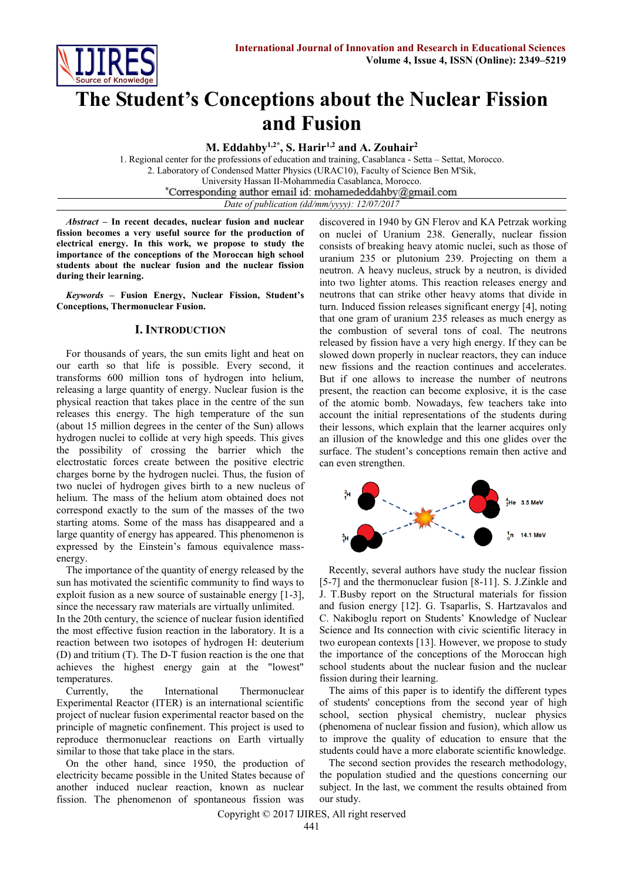# The Student's Conceptions about the Nuclear Fission and Fusion

**M. Eddahby[1,2*], S. Harir[1,2] and A. Zouhair[2]**

1. Regional center for the professions of education and training, Casablanca - Setta – Settat, Morocco.
2. Laboratory of Condensed Matter Physics (URAC10), Faculty of Science Ben M'Sik, University Hassan II-Mohammedia Casablanca, Morocco.

*Corresponding author email id: mohamededdahby@gmail.com

*Date of publication (dd/mm/yyyy): 12/07/2017*

***Abstract*** **– In recent decades, nuclear fusion and nuclear fission becomes a very useful source for the production of electrical energy. In this work, we propose to study the importance of the conceptions of the Moroccan high school students about the nuclear fusion and the nuclear fission during their learning.**

***Keywords*** **– Fusion Energy, Nuclear Fission, Student's Conceptions, Thermonuclear Fusion.**

## I. Introduction

For thousands of years, the sun emits light and heat on our earth so that life is possible. Every second, it transforms 600 million tons of hydrogen into helium, releasing a large quantity of energy. Nuclear fusion is the physical reaction that takes place in the centre of the sun releases this energy. The high temperature of the sun (about 15 million degrees in the center of the Sun) allows hydrogen nuclei to collide at very high speeds. This gives the possibility of crossing the barrier which the electrostatic forces create between the positive electric charges borne by the hydrogen nuclei. Thus, the fusion of two nuclei of hydrogen gives birth to a new nucleus of helium. The mass of the helium atom obtained does not correspond exactly to the sum of the masses of the two starting atoms. Some of the mass has disappeared and a large quantity of energy has appeared. This phenomenon is expressed by the Einstein's famous equivalence mass-energy.

The importance of the quantity of energy released by the sun has motivated the scientific community to find ways to exploit fusion as a new source of sustainable energy [1-3], since the necessary raw materials are virtually unlimited. In the 20th century, the science of nuclear fusion identified the most effective fusion reaction in the laboratory. It is a reaction between two isotopes of hydrogen H: deuterium (D) and tritium (T). The D-T fusion reaction is the one that achieves the highest energy gain at the "lowest" temperatures.

Currently, the International Thermonuclear Experimental Reactor (ITER) is an international scientific project of nuclear fusion experimental reactor based on the principle of magnetic confinement. This project is used to reproduce thermonuclear reactions on Earth virtually similar to those that take place in the stars.

On the other hand, since 1950, the production of electricity became possible in the United States because of another induced nuclear reaction, known as nuclear fission. The phenomenon of spontaneous fission was discovered in 1940 by GN Flerov and KA Petrzak working on nuclei of Uranium 238. Generally, nuclear fission consists of breaking heavy atomic nuclei, such as those of uranium 235 or plutonium 239. Projecting on them a neutron. A heavy nucleus, struck by a neutron, is divided into two lighter atoms. This reaction releases energy and neutrons that can strike other heavy atoms that divide in turn. Induced fission releases significant energy [4], noting that one gram of uranium 235 releases as much energy as the combustion of several tons of coal. The neutrons released by fission have a very high energy. If they can be slowed down properly in nuclear reactors, they can induce new fissions and the reaction continues and accelerates. But if one allows to increase the number of neutrons present, the reaction can become explosive, it is the case of the atomic bomb. Nowadays, few teachers take into account the initial representations of the students during their lessons, which explain that the learner acquires only an illusion of the knowledge and this one glides over the surface. The student's conceptions remain then active and can even strengthen.

$^{2}_{1}H$ $^{3}_{1}H$ $^{4}_{2}He$ 3.5 MeV $^{1}_{0}n$ 14.1 MeV

Recently, several authors have study the nuclear fission [5-7] and the thermonuclear fusion [8-11]. S. J.Zinkle and J. T.Busby report on the Structural materials for fission and fusion energy [12]. G. Tsaparlis, S. Hartzavalos and C. Nakiboglu report on Students' Knowledge of Nuclear Science and Its connection with civic scientific literacy in two european contexts [13]. However, we propose to study the importance of the conceptions of the Moroccan high school students about the nuclear fusion and the nuclear fission during their learning.

The aims of this paper is to identify the different types of students' conceptions from the second year of high school, section physical chemistry, nuclear physics (phenomena of nuclear fission and fusion), which allow us to improve the quality of education to ensure that the students could have a more elaborate scientific knowledge.

The second section provides the research methodology, the population studied and the questions concerning our subject. In the last, we comment the results obtained from our study.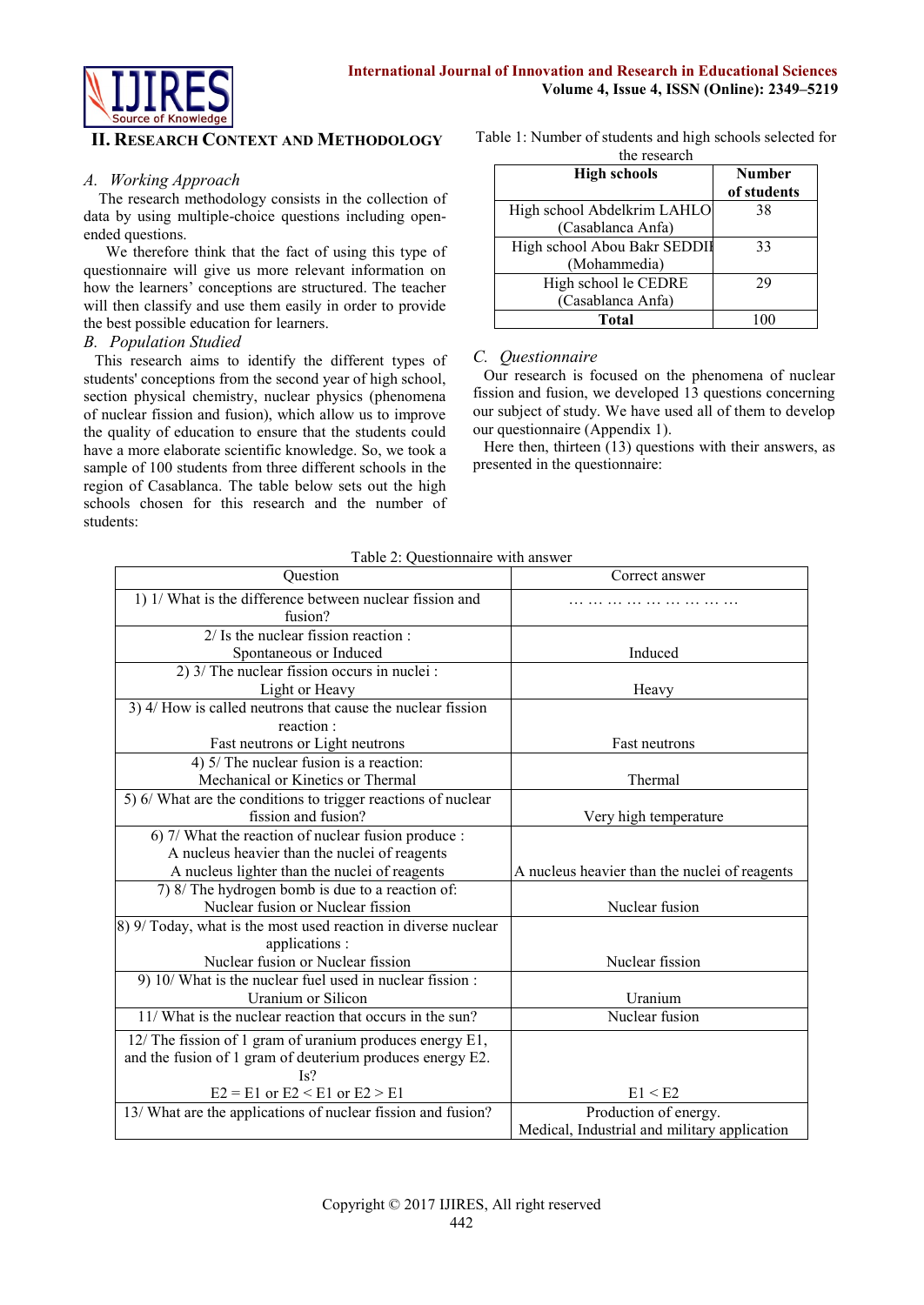## II. Research Context and Methodology

### A. Working Approach

The research methodology consists in the collection of data by using multiple-choice questions including open-ended questions.

We therefore think that the fact of using this type of questionnaire will give us more relevant information on how the learners' conceptions are structured. The teacher will then classify and use them easily in order to provide the best possible education for learners.

### B. Population Studied

This research aims to identify the different types of students' conceptions from the second year of high school, section physical chemistry, nuclear physics (phenomena of nuclear fission and fusion), which allow us to improve the quality of education to ensure that the students could have a more elaborate scientific knowledge. So, we took a sample of 100 students from three different schools in the region of Casablanca. The table below sets out the high schools chosen for this research and the number of students:

Table 1: Number of students and high schools selected for the research

| High schools | Number of students |
|---|---|
| High school Abdelkrim LAHLO (Casablanca Anfa) | 38 |
| High school Abou Bakr SEDDIK (Mohammedia) | 33 |
| High school le CEDRE (Casablanca Anfa) | 29 |
| **Total** | 100 |

### C. Questionnaire

Our research is focused on the phenomena of nuclear fission and fusion, we developed 13 questions concerning our subject of study. We have used all of them to develop our questionnaire (Appendix 1).

Here then, thirteen (13) questions with their answers, as presented in the questionnaire:

Table 2: Questionnaire with answer

| Question | Correct answer |
|---|---|
| 1) 1/ What is the difference between nuclear fission and fusion? | … … … … … … … … … … |
| 2/ Is the nuclear fission reaction : Spontaneous or Induced | Induced |
| 2) 3/ The nuclear fission occurs in nuclei : Light or Heavy | Heavy |
| 3) 4/ How is called neutrons that cause the nuclear fission reaction : Fast neutrons or Light neutrons | Fast neutrons |
| 4) 5/ The nuclear fusion is a reaction: Mechanical or Kinetics or Thermal | Thermal |
| 5) 6/ What are the conditions to trigger reactions of nuclear fission and fusion? | Very high temperature |
| 6) 7/ What the reaction of nuclear fusion produce : A nucleus heavier than the nuclei of reagents A nucleus lighter than the nuclei of reagents | A nucleus heavier than the nuclei of reagents |
| 7) 8/ The hydrogen bomb is due to a reaction of: Nuclear fusion or Nuclear fission | Nuclear fusion |
| 8) 9/ Today, what is the most used reaction in diverse nuclear applications : Nuclear fusion or Nuclear fission | Nuclear fission |
| 9) 10/ What is the nuclear fuel used in nuclear fission : Uranium or Silicon | Uranium |
| 11/ What is the nuclear reaction that occurs in the sun? | Nuclear fusion |
| 12/ The fission of 1 gram of uranium produces energy E1, and the fusion of 1 gram of deuterium produces energy E2. Is? E2 = E1 or E2 < E1 or E2 > E1 | E1 < E2 |
| 13/ What are the applications of nuclear fission and fusion? | Production of energy. Medical, Industrial and military application |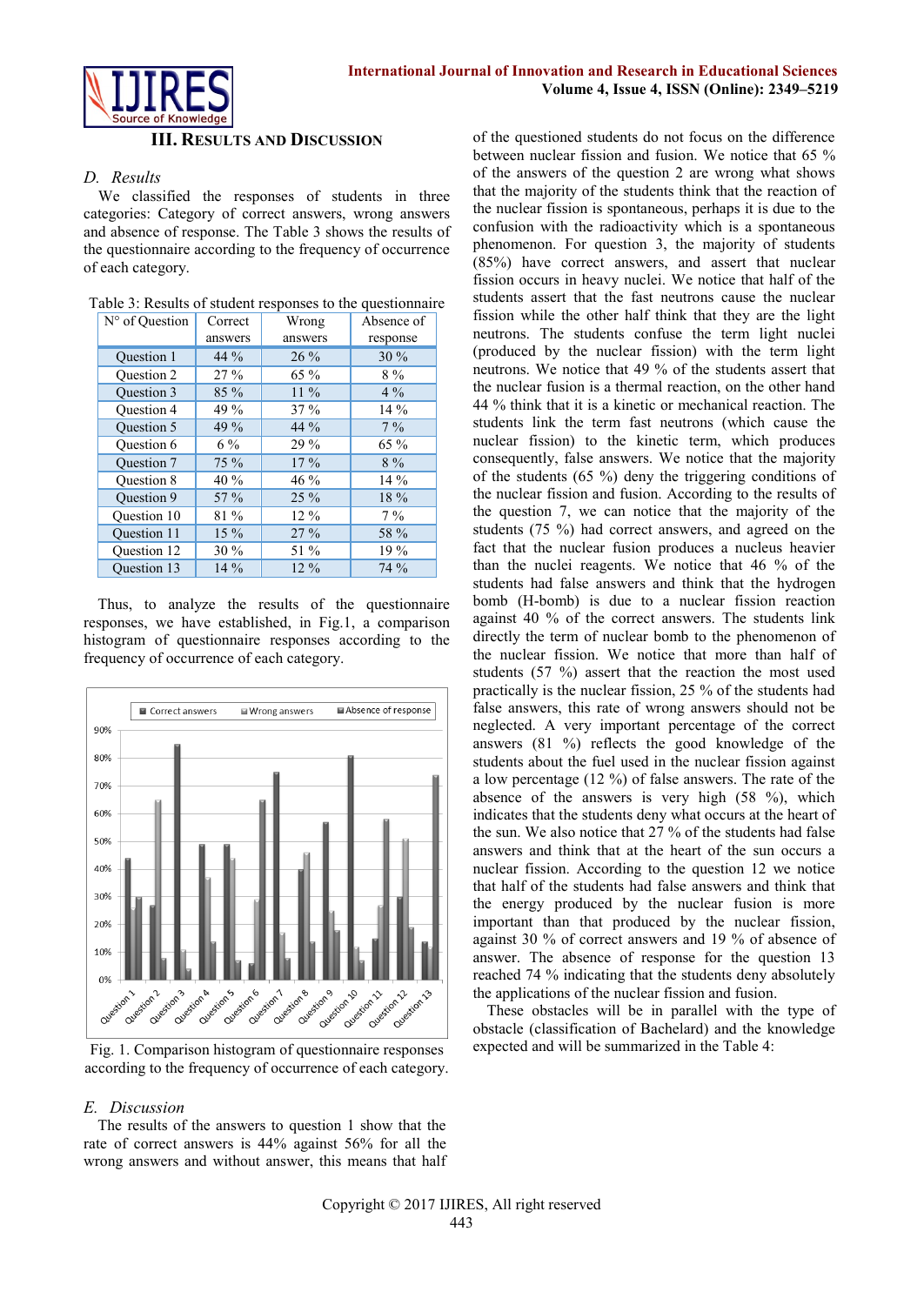## III. Results and Discussion

### D. Results

We classified the responses of students in three categories: Category of correct answers, wrong answers and absence of response. The Table 3 shows the results of the questionnaire according to the frequency of occurrence of each category.

Table 3: Results of student responses to the questionnaire

| N° of Question | Correct answers | Wrong answers | Absence of response |
|---|---|---|---|
| Question 1 | 44 % | 26 % | 30 % |
| Question 2 | 27 % | 65 % | 8 % |
| Question 3 | 85 % | 11 % | 4 % |
| Question 4 | 49 % | 37 % | 14 % |
| Question 5 | 49 % | 44 % | 7 % |
| Question 6 | 6 % | 29 % | 65 % |
| Question 7 | 75 % | 17 % | 8 % |
| Question 8 | 40 % | 46 % | 14 % |
| Question 9 | 57 % | 25 % | 18 % |
| Question 10 | 81 % | 12 % | 7 % |
| Question 11 | 15 % | 27 % | 58 % |
| Question 12 | 30 % | 51 % | 19 % |
| Question 13 | 14 % | 12 % | 74 % |

Thus, to analyze the results of the questionnaire responses, we have established, in Fig.1, a comparison histogram of questionnaire responses according to the frequency of occurrence of each category.

Fig. 1. Comparison histogram of questionnaire responses according to the frequency of occurrence of each category.

### E. Discussion

The results of the answers to question 1 show that the rate of correct answers is 44% against 56% for all the wrong answers and without answer, this means that half of the questioned students do not focus on the difference between nuclear fission and fusion. We notice that 65 % of the answers of the question 2 are wrong what shows that the majority of the students think that the reaction of the nuclear fission is spontaneous, perhaps it is due to the confusion with the radioactivity which is a spontaneous phenomenon. For question 3, the majority of students (85%) have correct answers, and assert that nuclear fission occurs in heavy nuclei. We notice that half of the students assert that the fast neutrons cause the nuclear fission while the other half think that they are the light neutrons. The students confuse the term light nuclei (produced by the nuclear fission) with the term light neutrons. We notice that 49 % of the students assert that the nuclear fusion is a thermal reaction, on the other hand 44 % think that it is a kinetic or mechanical reaction. The students link the term fast neutrons (which cause the nuclear fission) to the kinetic term, which produces consequently, false answers. We notice that the majority of the students (65 %) deny the triggering conditions of the nuclear fission and fusion. According to the results of the question 7, we can notice that the majority of the students (75 %) had correct answers, and agreed on the fact that the nuclear fusion produces a nucleus heavier than the nuclei reagents. We notice that 46 % of the students had false answers and think that the hydrogen bomb (H-bomb) is due to a nuclear fission reaction against 40 % of the correct answers. The students link directly the term of nuclear bomb to the phenomenon of the nuclear fission. We notice that more than half of students (57 %) assert that the reaction the most used practically is the nuclear fission, 25 % of the students had false answers, this rate of wrong answers should not be neglected. A very important percentage of the correct answers (81 %) reflects the good knowledge of the students about the fuel used in the nuclear fission against a low percentage (12 %) of false answers. The rate of the absence of the answers is very high (58 %), which indicates that the students deny what occurs at the heart of the sun. We also notice that 27 % of the students had false answers and think that at the heart of the sun occurs a nuclear fission. According to the question 12 we notice that half of the students had false answers and think that the energy produced by the nuclear fusion is more important than that produced by the nuclear fission, against 30 % of correct answers and 19 % of absence of answer. The absence of response for the question 13 reached 74 % indicating that the students deny absolutely the applications of the nuclear fission and fusion.

These obstacles will be in parallel with the type of obstacle (classification of Bachelard) and the knowledge expected and will be summarized in the Table 4: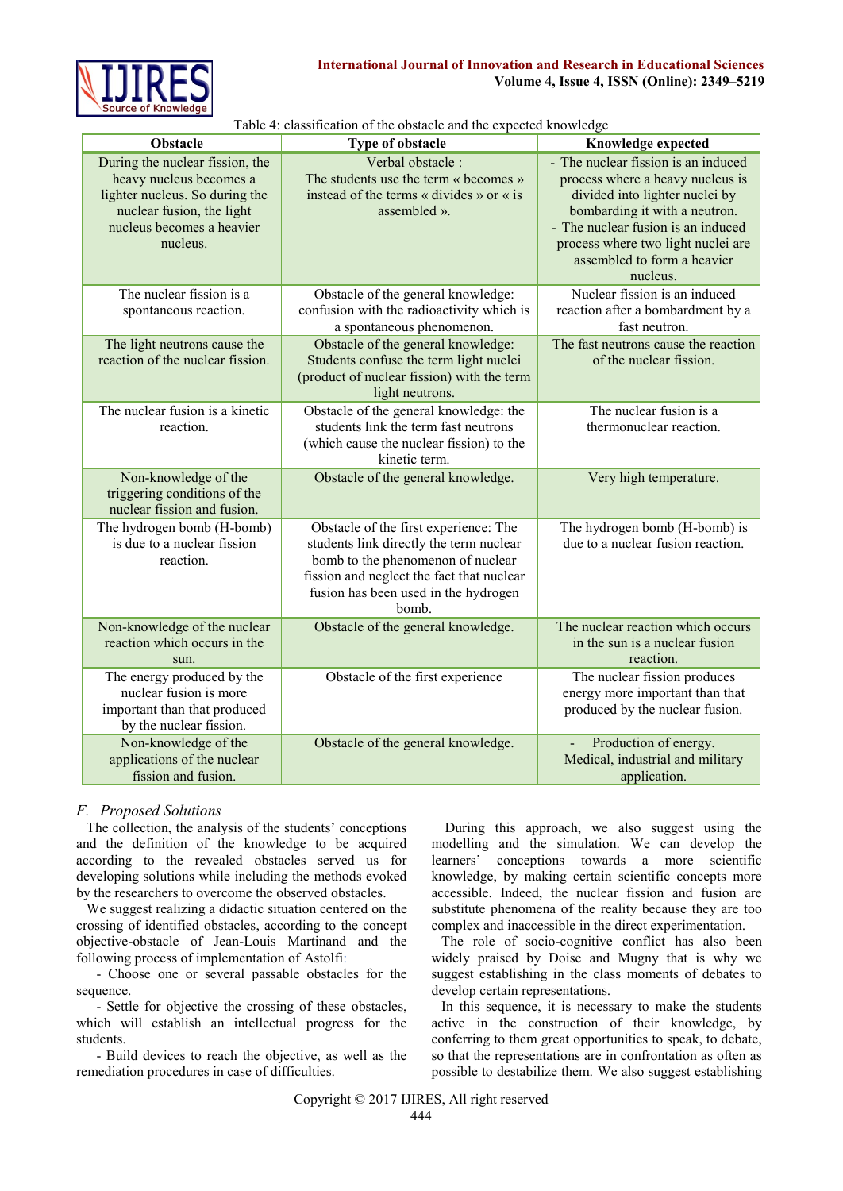Table 4: classification of the obstacle and the expected knowledge

| Obstacle | Type of obstacle | Knowledge expected |
|---|---|---|
| During the nuclear fission, the heavy nucleus becomes a lighter nucleus. So during the nuclear fusion, the light nucleus becomes a heavier nucleus. | Verbal obstacle : The students use the term « becomes » instead of the terms « divides » or « is assembled ». | - The nuclear fission is an induced process where a heavy nucleus is divided into lighter nuclei by bombarding it with a neutron. - The nuclear fusion is an induced process where two light nuclei are assembled to form a heavier nucleus. |
| The nuclear fission is a spontaneous reaction. | Obstacle of the general knowledge: confusion with the radioactivity which is a spontaneous phenomenon. | Nuclear fission is an induced reaction after a bombardment by a fast neutron. |
| The light neutrons cause the reaction of the nuclear fission. | Obstacle of the general knowledge: Students confuse the term light nuclei (product of nuclear fission) with the term light neutrons. | The fast neutrons cause the reaction of the nuclear fission. |
| The nuclear fusion is a kinetic reaction. | Obstacle of the general knowledge: the students link the term fast neutrons (which cause the nuclear fission) to the kinetic term. | The nuclear fusion is a thermonuclear reaction. |
| Non-knowledge of the triggering conditions of the nuclear fission and fusion. | Obstacle of the general knowledge. | Very high temperature. |
| The hydrogen bomb (H-bomb) is due to a nuclear fission reaction. | Obstacle of the first experience: The students link directly the term nuclear bomb to the phenomenon of nuclear fission and neglect the fact that nuclear fusion has been used in the hydrogen bomb. | The hydrogen bomb (H-bomb) is due to a nuclear fusion reaction. |
| Non-knowledge of the nuclear reaction which occurs in the sun. | Obstacle of the general knowledge. | The nuclear reaction which occurs in the sun is a nuclear fusion reaction. |
| The energy produced by the nuclear fusion is more important than produced by the nuclear fission. | Obstacle of the first experience | The nuclear fission produces energy more important than that produced by the nuclear fusion. |
| Non-knowledge of the applications of the nuclear fission and fusion. | Obstacle of the general knowledge. | - Production of energy. Medical, industrial and military application. |

### *F. Proposed Solutions*

The collection, the analysis of the students' conceptions and the definition of the knowledge to be acquired according to the revealed obstacles served us for developing solutions while including the methods evoked by the researchers to overcome the observed obstacles.

We suggest realizing a didactic situation centered on the crossing of identified obstacles, according to the concept objective-obstacle of Jean-Louis Martinand and the following process of implementation of Astolfi:

- Choose one or several passable obstacles for the sequence.
- Settle for objective the crossing of these obstacles, which will establish an intellectual progress for the students.
- Build devices to reach the objective, as well as the remediation procedures in case of difficulties.

During this approach, we also suggest using the modelling and the simulation. We can develop the learners' conceptions towards a more scientific knowledge, by making certain scientific concepts more accessible. Indeed, the nuclear fission and fusion are substitute phenomena of the reality because they are too complex and inaccessible in the direct experimentation.

The role of socio-cognitive conflict has also been widely praised by Doise and Mugny that is why we suggest establishing in the class moments of debates to develop certain representations.

In this sequence, it is necessary to make the students active in the construction of their knowledge, by conferring to them great opportunities to speak, to debate, so that the representations are in confrontation as often as possible to destabilize them. We also suggest establishing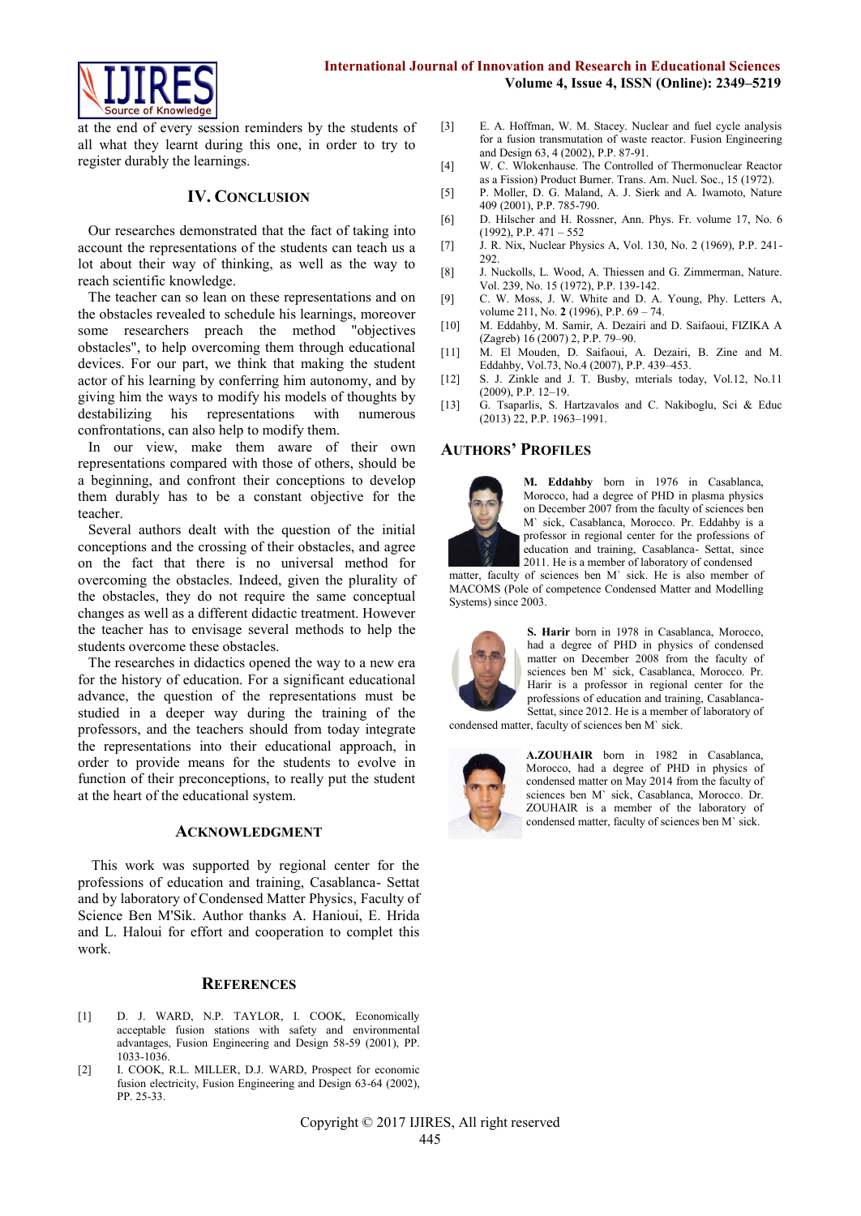at the end of every session reminders by the students of all what they learnt during this one, in order to try to register durably the learnings.

## IV. Conclusion

Our researches demonstrated that the fact of taking into account the representations of the students can teach us a lot about their way of thinking, as well as the way to reach scientific knowledge.

The teacher can so lean on these representations and on the obstacles revealed to schedule his learnings, moreover some researchers preach the method "objectives obstacles", to help overcoming them through educational devices. For our part, we think that making the student actor of his learning by conferring him autonomy, and by giving him the ways to modify his models of thoughts by destabilizing his representations with numerous confrontations, can also help to modify them.

In our view, make them aware of their own representations compared with those of others, should be a beginning, and confront their conceptions to develop them durably has to be a constant objective for the teacher.

Several authors dealt with the question of the initial conceptions and the crossing of their obstacles, and agree on the fact that there is no universal method for overcoming the obstacles. Indeed, given the plurality of the obstacles, they do not require the same conceptual changes as well as a different didactic treatment. However the teacher has to envisage several methods to help the students overcome these obstacles.

The researches in didactics opened the way to a new era for the history of education. For a significant educational advance, the question of the representations must be studied in a deeper way during the training of the professors, and the teachers should from today integrate the representations into their educational approach, in order to provide means for the students to evolve in function of their preconceptions, to really put the student at the heart of the educational system.

## Acknowledgment

This work was supported by regional center for the professions of education and training, Casablanca- Settat and by laboratory of Condensed Matter Physics, Faculty of Science Ben M'Sik. Author thanks A. Hanioui, E. Hrida and L. Haloui for effort and cooperation to complet this work.

## References

[1] D. J. WARD, N.P. TAYLOR, I. COOK, Economically acceptable fusion stations with safety and environmental advantages, Fusion Engineering and Design 58-59 (2001), PP. 1033-1036.

[2] I. COOK, R.L. MILLER, D.J. WARD, Prospect for economic fusion electricity, Fusion Engineering and Design 63-64 (2002), PP. 25-33.

[3] E. A. Hoffman, W. M. Stacey. Nuclear and fuel cycle analysis for a fusion transmutation of waste reactor. Fusion Engineering and Design 63, 4 (2002), P.P. 87-91.

[4] W. C. Wlokenhause. The Controlled of Thermonuclear Reactor as a Fission) Product Burner. Trans. Am. Nucl. Soc., 15 (1972).

[5] P. Moller, D. G. Maland, A. J. Sierk and A. Iwamoto, Nature 409 (2001), P.P. 785-790.

[6] D. Hilscher and H. Rossner, Ann. Phys. Fr. volume 17, No. 6 (1992), P.P. 471 – 552

[7] J. R. Nix, Nuclear Physics A, Vol. 130, No. 2 (1969), P.P. 241-292.

[8] J. Nuckolls, L. Wood, A. Thiessen and G. Zimmerman, Nature. Vol. 239, No. 15 (1972), P.P. 139-142.

[9] C. W. Moss, J. W. White and D. A. Young, Phy. Letters A, volume 211, No. **2** (1996), P.P. 69 – 74.

[10] M. Eddahby, M. Samir, A. Dezairi and D. Saifaoui, FIZIKA A (Zagreb) 16 (2007) 2, P.P. 79–90.

[11] M. El Mouden, D. Saifaoui, A. Dezairi, B. Zine and M. Eddahby, Vol.73, No.4 (2007), P.P. 439–453.

[12] S. J. Zinkle and J. T. Busby, mterials today, Vol.12, No.11 (2009), P.P. 12–19.

[13] G. Tsaparlis, S. Hartzavalos and C. Nakiboglu, Sci & Educ (2013) 22, P.P. 1963–1991.

## Authors' Profiles

**M. Eddahby** born in 1976 in Casablanca, Morocco, had a degree of PHD in plasma physics on December 2007 from the faculty of sciences ben M` sick, Casablanca, Morocco. Pr. Eddahby is a professor in regional center for the professions of education and training, Casablanca- Settat, since 2011. He is a member of laboratory of condensed matter, faculty of sciences ben M` sick. He is also member of MACOMS (Pole of competence Condensed Matter and Modelling Systems) since 2003.

**S. Harir** born in 1978 in Casablanca, Morocco, had a degree of PHD in physics of condensed matter on December 2008 from the faculty of sciences ben M` sick, Casablanca, Morocco. Pr. Harir is a professor in regional center for the professions of education and training, Casablanca-Settat, since 2012. He is a member of laboratory of condensed matter, faculty of sciences ben M` sick.

**A.ZOUHAIR** born in 1982 in Casablanca, Morocco, had a degree of PHD in physics of condensed matter on May 2014 from the faculty of sciences ben M` sick, Casablanca, Morocco. Dr. ZOUHAIR is a member of the laboratory of condensed matter, faculty of sciences ben M` sick.